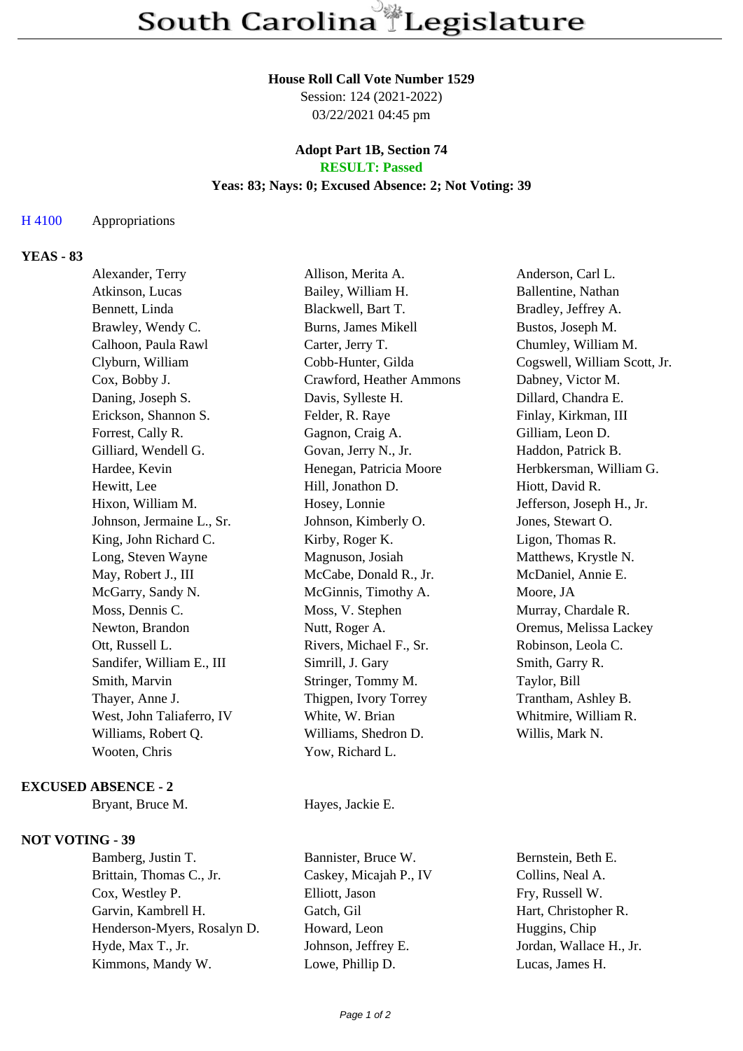# South Carolina Legislature

**House Roll Call Vote Number 1529**
Session: 124 (2021-2022)
03/22/2021 04:45 pm

**Adopt Part 1B, Section 74**
**RESULT: Passed**
**Yeas: 83; Nays: 0; Excused Absence: 2; Not Voting: 39**

H 4100 Appropriations

**YEAS - 83**

| | | |
|---|---|---|
| Alexander, Terry | Allison, Merita A. | Anderson, Carl L. |
| Atkinson, Lucas | Bailey, William H. | Ballentine, Nathan |
| Bennett, Linda | Blackwell, Bart T. | Bradley, Jeffrey A. |
| Brawley, Wendy C. | Burns, James Mikell | Bustos, Joseph M. |
| Calhoon, Paula Rawl | Carter, Jerry T. | Chumley, William M. |
| Clyburn, William | Cobb-Hunter, Gilda | Cogswell, William Scott, Jr. |
| Cox, Bobby J. | Crawford, Heather Ammons | Dabney, Victor M. |
| Daning, Joseph S. | Davis, Sylleste H. | Dillard, Chandra E. |
| Erickson, Shannon S. | Felder, R. Raye | Finlay, Kirkman, III |
| Forrest, Cally R. | Gagnon, Craig A. | Gilliam, Leon D. |
| Gilliard, Wendell G. | Govan, Jerry N., Jr. | Haddon, Patrick B. |
| Hardee, Kevin | Henegan, Patricia Moore | Herbkersman, William G. |
| Hewitt, Lee | Hill, Jonathon D. | Hiott, David R. |
| Hixon, William M. | Hosey, Lonnie | Jefferson, Joseph H., Jr. |
| Johnson, Jermaine L., Sr. | Johnson, Kimberly O. | Jones, Stewart O. |
| King, John Richard C. | Kirby, Roger K. | Ligon, Thomas R. |
| Long, Steven Wayne | Magnuson, Josiah | Matthews, Krystle N. |
| May, Robert J., III | McCabe, Donald R., Jr. | McDaniel, Annie E. |
| McGarry, Sandy N. | McGinnis, Timothy A. | Moore, JA |
| Moss, Dennis C. | Moss, V. Stephen | Murray, Chardale R. |
| Newton, Brandon | Nutt, Roger A. | Oremus, Melissa Lackey |
| Ott, Russell L. | Rivers, Michael F., Sr. | Robinson, Leola C. |
| Sandifer, William E., III | Simrill, J. Gary | Smith, Garry R. |
| Smith, Marvin | Stringer, Tommy M. | Taylor, Bill |
| Thayer, Anne J. | Thigpen, Ivory Torrey | Trantham, Ashley B. |
| West, John Taliaferro, IV | White, W. Brian | Whitmire, William R. |
| Williams, Robert Q. | Williams, Shedron D. | Willis, Mark N. |
| Wooten, Chris | Yow, Richard L. | |

**EXCUSED ABSENCE - 2**

| | |
|---|---|
| Bryant, Bruce M. | Hayes, Jackie E. |

**NOT VOTING - 39**

| | | |
|---|---|---|
| Bamberg, Justin T. | Bannister, Bruce W. | Bernstein, Beth E. |
| Brittain, Thomas C., Jr. | Caskey, Micajah P., IV | Collins, Neal A. |
| Cox, Westley P. | Elliott, Jason | Fry, Russell W. |
| Garvin, Kambrell H. | Gatch, Gil | Hart, Christopher R. |
| Henderson-Myers, Rosalyn D. | Howard, Leon | Huggins, Chip |
| Hyde, Max T., Jr. | Johnson, Jeffrey E. | Jordan, Wallace H., Jr. |
| Kimmons, Mandy W. | Lowe, Phillip D. | Lucas, James H. |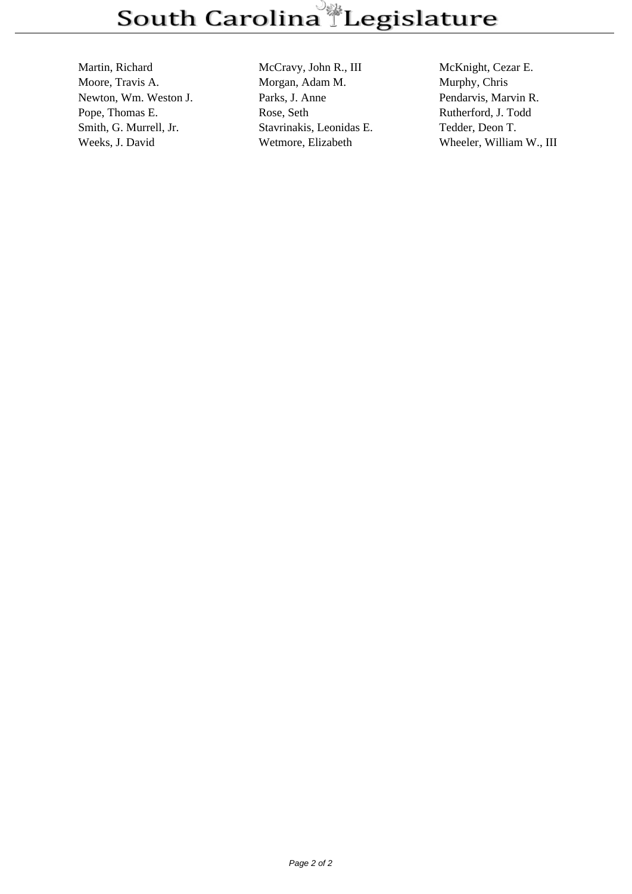| | | |
|---|---|---|
| Martin, Richard | McCravy, John R., III | McKnight, Cezar E. |
| Moore, Travis A. | Morgan, Adam M. | Murphy, Chris |
| Newton, Wm. Weston J. | Parks, J. Anne | Pendarvis, Marvin R. |
| Pope, Thomas E. | Rose, Seth | Rutherford, J. Todd |
| Smith, G. Murrell, Jr. | Stavrinakis, Leonidas E. | Tedder, Deon T. |
| Weeks, J. David | Wetmore, Elizabeth | Wheeler, William W., III |